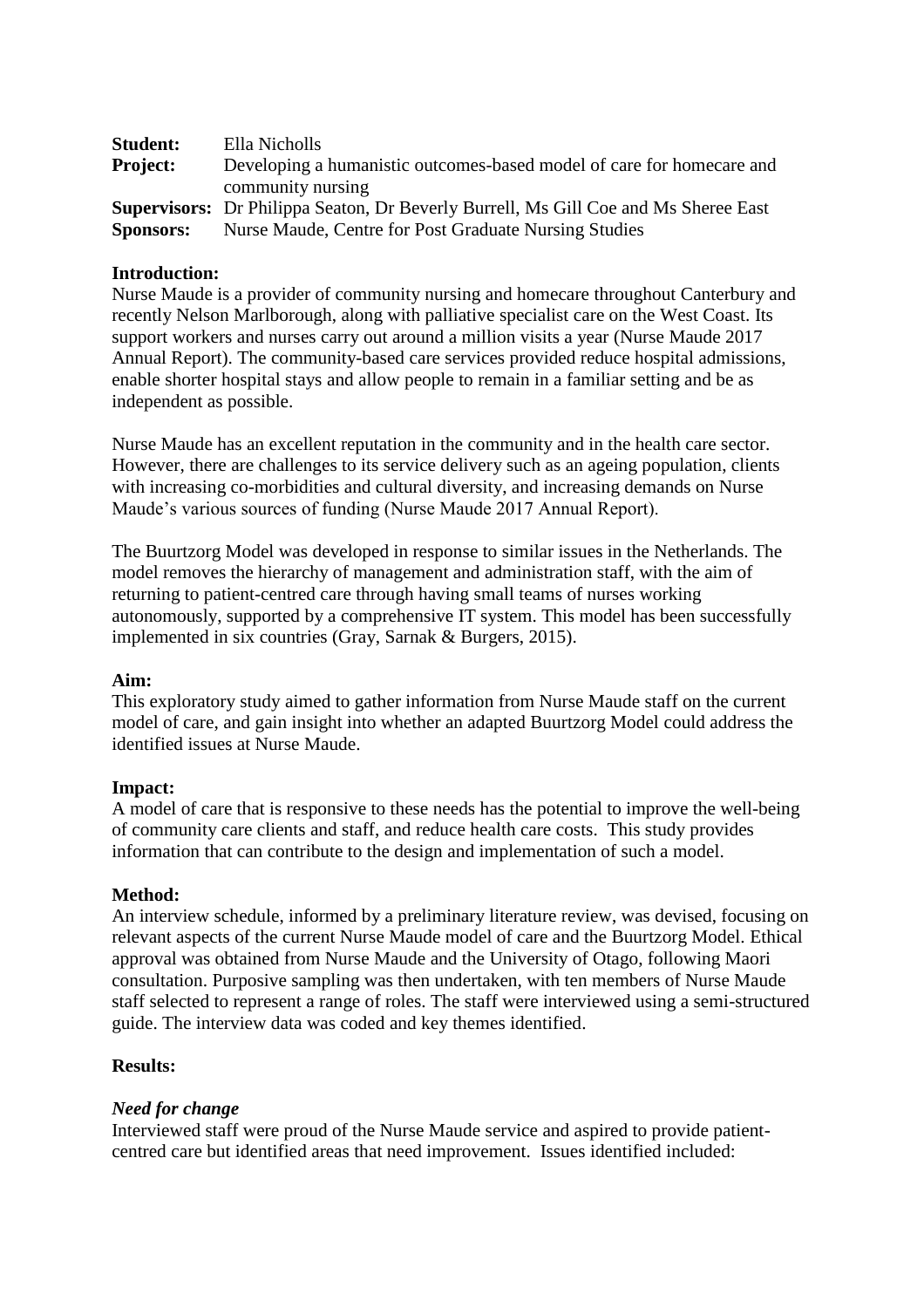**Student:** Ella Nicholls
**Project:** Developing a humanistic outcomes-based model of care for homecare and community nursing
**Supervisors:** Dr Philippa Seaton, Dr Beverly Burrell, Ms Gill Coe and Ms Sheree East
**Sponsors:** Nurse Maude, Centre for Post Graduate Nursing Studies

**Introduction:**

Nurse Maude is a provider of community nursing and homecare throughout Canterbury and recently Nelson Marlborough, along with palliative specialist care on the West Coast. Its support workers and nurses carry out around a million visits a year (Nurse Maude 2017 Annual Report). The community-based care services provided reduce hospital admissions, enable shorter hospital stays and allow people to remain in a familiar setting and be as independent as possible.

Nurse Maude has an excellent reputation in the community and in the health care sector. However, there are challenges to its service delivery such as an ageing population, clients with increasing co-morbidities and cultural diversity, and increasing demands on Nurse Maude's various sources of funding (Nurse Maude 2017 Annual Report).

The Buurtzorg Model was developed in response to similar issues in the Netherlands. The model removes the hierarchy of management and administration staff, with the aim of returning to patient-centred care through having small teams of nurses working autonomously, supported by a comprehensive IT system. This model has been successfully implemented in six countries (Gray, Sarnak & Burgers, 2015).

**Aim:**

This exploratory study aimed to gather information from Nurse Maude staff on the current model of care, and gain insight into whether an adapted Buurtzorg Model could address the identified issues at Nurse Maude.

**Impact:**

A model of care that is responsive to these needs has the potential to improve the well-being of community care clients and staff, and reduce health care costs. This study provides information that can contribute to the design and implementation of such a model.

**Method:**

An interview schedule, informed by a preliminary literature review, was devised, focusing on relevant aspects of the current Nurse Maude model of care and the Buurtzorg Model. Ethical approval was obtained from Nurse Maude and the University of Otago, following Maori consultation. Purposive sampling was then undertaken, with ten members of Nurse Maude staff selected to represent a range of roles. The staff were interviewed using a semi-structured guide. The interview data was coded and key themes identified.

**Results:**

***Need for change***

Interviewed staff were proud of the Nurse Maude service and aspired to provide patient-centred care but identified areas that need improvement. Issues identified included: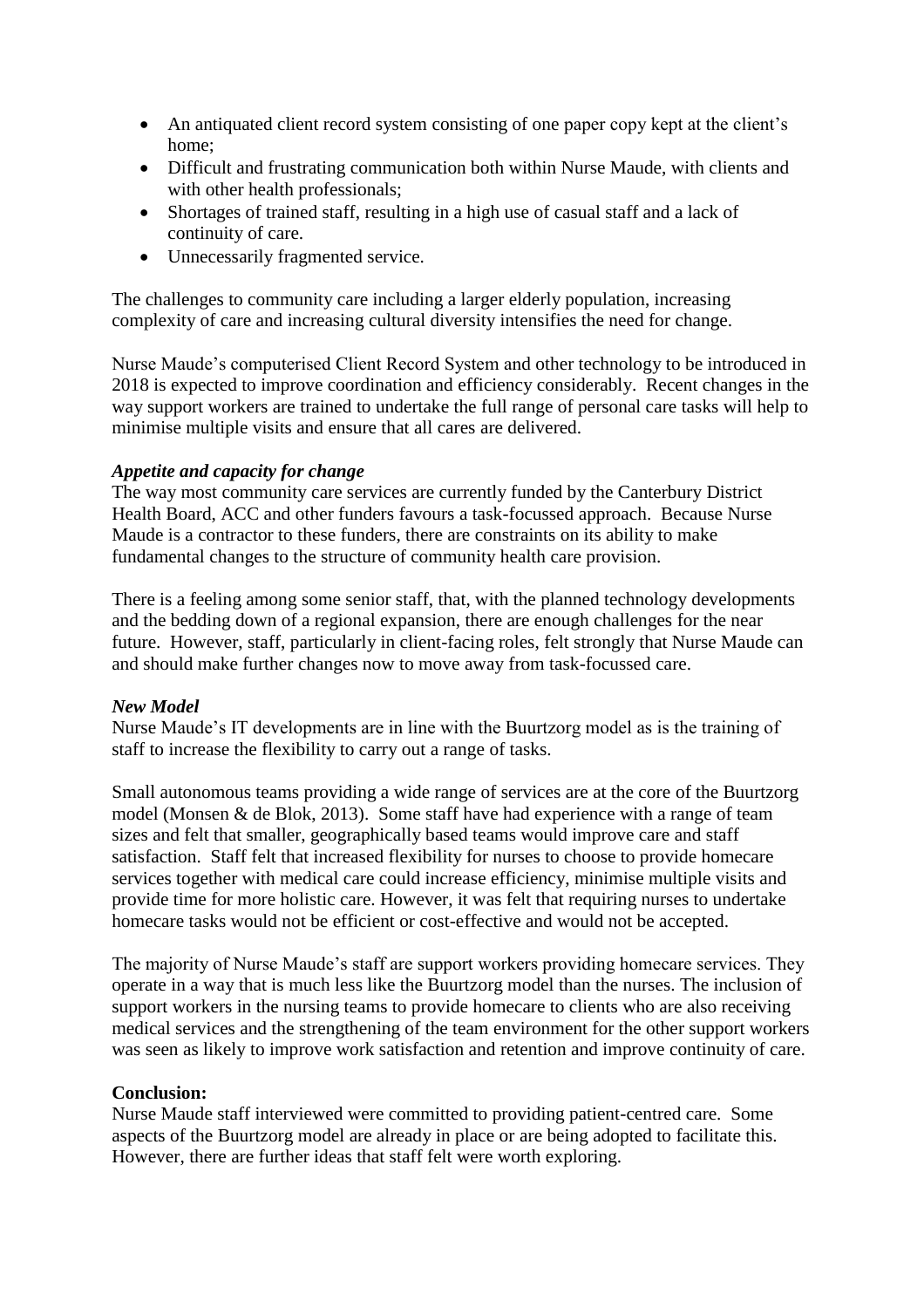- An antiquated client record system consisting of one paper copy kept at the client's home;
- Difficult and frustrating communication both within Nurse Maude, with clients and with other health professionals;
- Shortages of trained staff, resulting in a high use of casual staff and a lack of continuity of care.
- Unnecessarily fragmented service.

The challenges to community care including a larger elderly population, increasing complexity of care and increasing cultural diversity intensifies the need for change.

Nurse Maude's computerised Client Record System and other technology to be introduced in 2018 is expected to improve coordination and efficiency considerably. Recent changes in the way support workers are trained to undertake the full range of personal care tasks will help to minimise multiple visits and ensure that all cares are delivered.

***Appetite and capacity for change***

The way most community care services are currently funded by the Canterbury District Health Board, ACC and other funders favours a task-focussed approach. Because Nurse Maude is a contractor to these funders, there are constraints on its ability to make fundamental changes to the structure of community health care provision.

There is a feeling among some senior staff, that, with the planned technology developments and the bedding down of a regional expansion, there are enough challenges for the near future. However, staff, particularly in client-facing roles, felt strongly that Nurse Maude can and should make further changes now to move away from task-focussed care.

***New Model***

Nurse Maude's IT developments are in line with the Buurtzorg model as is the training of staff to increase the flexibility to carry out a range of tasks.

Small autonomous teams providing a wide range of services are at the core of the Buurtzorg model (Monsen & de Blok, 2013). Some staff have had experience with a range of team sizes and felt that smaller, geographically based teams would improve care and staff satisfaction. Staff felt that increased flexibility for nurses to choose to provide homecare services together with medical care could increase efficiency, minimise multiple visits and provide time for more holistic care. However, it was felt that requiring nurses to undertake homecare tasks would not be efficient or cost-effective and would not be accepted.

The majority of Nurse Maude's staff are support workers providing homecare services. They operate in a way that is much less like the Buurtzorg model than the nurses. The inclusion of support workers in the nursing teams to provide homecare to clients who are also receiving medical services and the strengthening of the team environment for the other support workers was seen as likely to improve work satisfaction and retention and improve continuity of care.

**Conclusion:**

Nurse Maude staff interviewed were committed to providing patient-centred care. Some aspects of the Buurtzorg model are already in place or are being adopted to facilitate this. However, there are further ideas that staff felt were worth exploring.